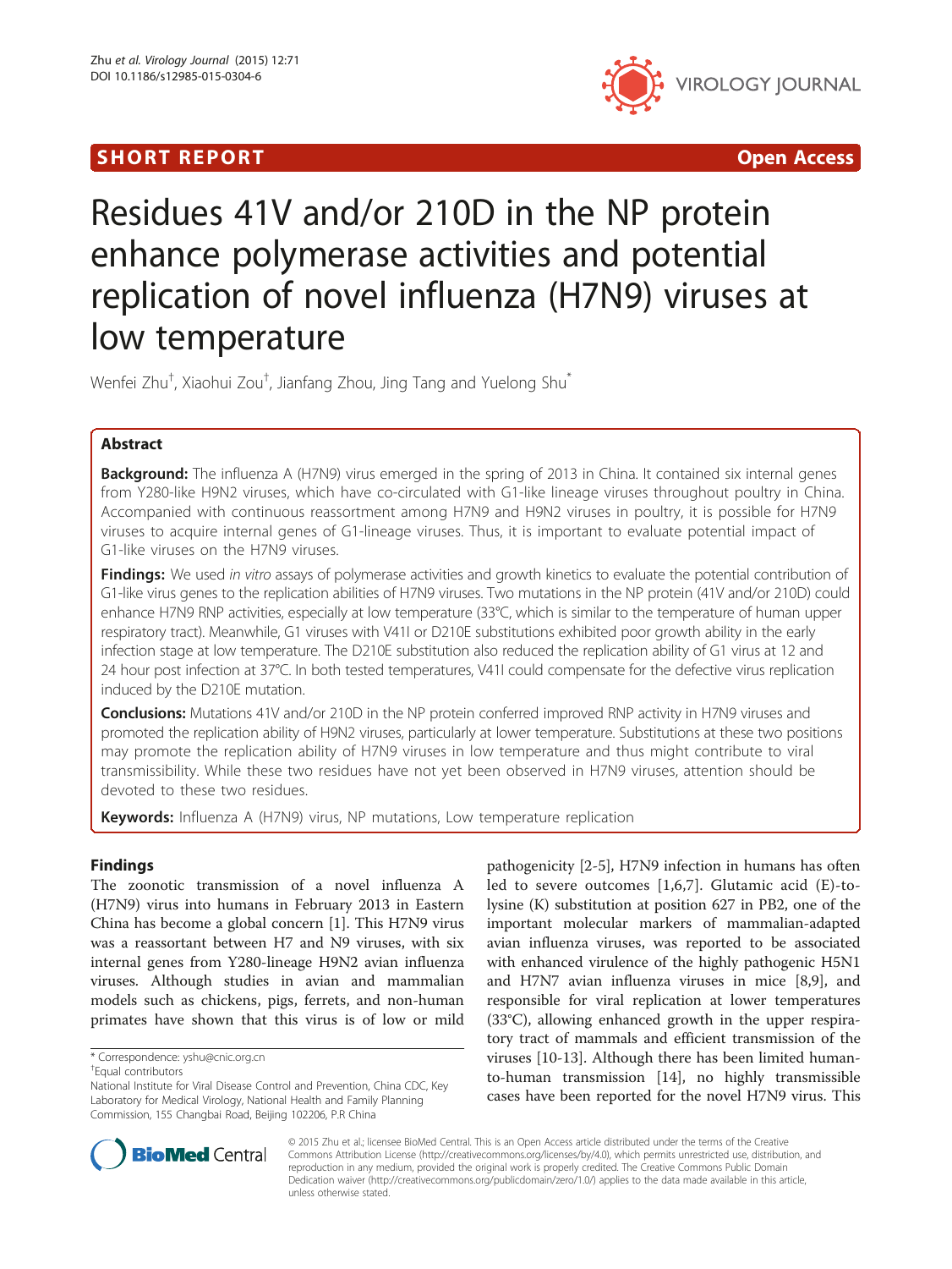**SHORT REPORT** **Open Access**

# Residues 41V and/or 210D in the NP protein enhance polymerase activities and potential replication of novel influenza (H7N9) viruses at low temperature

Wenfei Zhu[†], Xiaohui Zou[†], Jianfang Zhou, Jing Tang and Yuelong Shu[*]

## Abstract

**Background:** The influenza A (H7N9) virus emerged in the spring of 2013 in China. It contained six internal genes from Y280-like H9N2 viruses, which have co-circulated with G1-like lineage viruses throughout poultry in China. Accompanied with continuous reassortment among H7N9 and H9N2 viruses in poultry, it is possible for H7N9 viruses to acquire internal genes of G1-lineage viruses. Thus, it is important to evaluate potential impact of G1-like viruses on the H7N9 viruses.

**Findings:** We used *in vitro* assays of polymerase activities and growth kinetics to evaluate the potential contribution of G1-like virus genes to the replication abilities of H7N9 viruses. Two mutations in the NP protein (41V and/or 210D) could enhance H7N9 RNP activities, especially at low temperature (33°C, which is similar to the temperature of human upper respiratory tract). Meanwhile, G1 viruses with V41I or D210E substitutions exhibited poor growth ability in the early infection stage at low temperature. The D210E substitution also reduced the replication ability of G1 virus at 12 and 24 hour post infection at 37°C. In both tested temperatures, V41I could compensate for the defective virus replication induced by the D210E mutation.

**Conclusions:** Mutations 41V and/or 210D in the NP protein conferred improved RNP activity in H7N9 viruses and promoted the replication ability of H9N2 viruses, particularly at lower temperature. Substitutions at these two positions may promote the replication ability of H7N9 viruses in low temperature and thus might contribute to viral transmissibility. While these two residues have not yet been observed in H7N9 viruses, attention should be devoted to these two residues.

**Keywords:** Influenza A (H7N9) virus, NP mutations, Low temperature replication

## Findings

The zoonotic transmission of a novel influenza A (H7N9) virus into humans in February 2013 in Eastern China has become a global concern [1]. This H7N9 virus was a reassortant between H7 and N9 viruses, with six internal genes from Y280-lineage H9N2 avian influenza viruses. Although studies in avian and mammalian models such as chickens, pigs, ferrets, and non-human primates have shown that this virus is of low or mild pathogenicity [2-5], H7N9 infection in humans has often led to severe outcomes [1,6,7]. Glutamic acid (E)-to-lysine (K) substitution at position 627 in PB2, one of the important molecular markers of mammalian-adapted avian influenza viruses, was reported to be associated with enhanced virulence of the highly pathogenic H5N1 and H7N7 avian influenza viruses in mice [8,9], and responsible for viral replication at lower temperatures (33°C), allowing enhanced growth in the upper respiratory tract of mammals and efficient transmission of the viruses [10-13]. Although there has been limited human-to-human transmission [14], no highly transmissible cases have been reported for the novel H7N9 virus. This

* Correspondence: yshu@cnic.org.cn

[†]Equal contributors

National Institute for Viral Disease Control and Prevention, China CDC, Key Laboratory for Medical Virology, National Health and Family Planning Commission, 155 Changbai Road, Beijing 102206, P.R China

© 2015 Zhu et al.; licensee BioMed Central. This is an Open Access article distributed under the terms of the Creative Commons Attribution License (http://creativecommons.org/licenses/by/4.0), which permits unrestricted use, distribution, and reproduction in any medium, provided the original work is properly credited. The Creative Commons Public Domain Dedication waiver (http://creativecommons.org/publicdomain/zero/1.0/) applies to the data made available in this article, unless otherwise stated.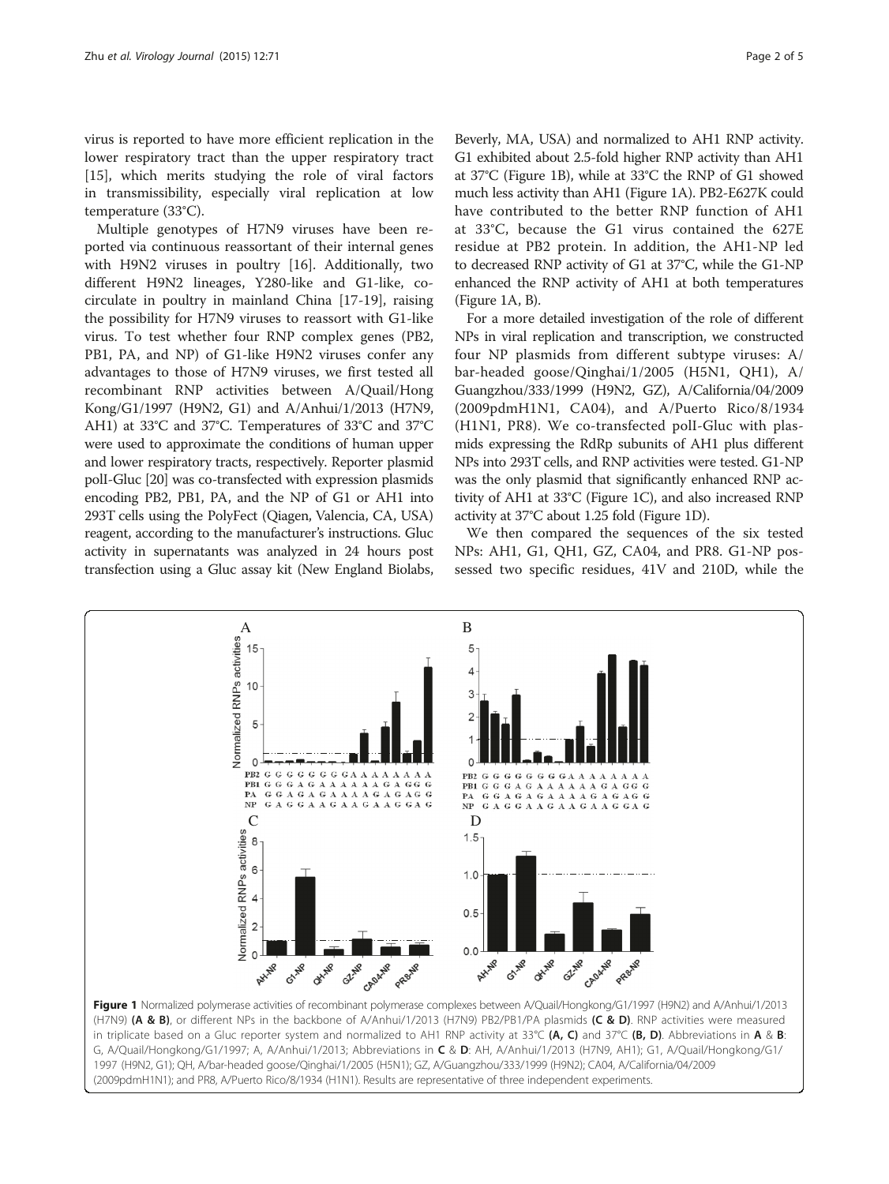virus is reported to have more efficient replication in the lower respiratory tract than the upper respiratory tract [15], which merits studying the role of viral factors in transmissibility, especially viral replication at low temperature (33°C).

Multiple genotypes of H7N9 viruses have been reported via continuous reassortant of their internal genes with H9N2 viruses in poultry [16]. Additionally, two different H9N2 lineages, Y280-like and G1-like, co-circulate in poultry in mainland China [17-19], raising the possibility for H7N9 viruses to reassort with G1-like virus. To test whether four RNP complex genes (PB2, PB1, PA, and NP) of G1-like H9N2 viruses confer any advantages to those of H7N9 viruses, we first tested all recombinant RNP activities between A/Quail/Hong Kong/G1/1997 (H9N2, G1) and A/Anhui/1/2013 (H7N9, AH1) at 33°C and 37°C. Temperatures of 33°C and 37°C were used to approximate the conditions of human upper and lower respiratory tracts, respectively. Reporter plasmid polI-Gluc [20] was co-transfected with expression plasmids encoding PB2, PB1, PA, and the NP of G1 or AH1 into 293T cells using the PolyFect (Qiagen, Valencia, CA, USA) reagent, according to the manufacturer's instructions. Gluc activity in supernatants was analyzed in 24 hours post transfection using a Gluc assay kit (New England Biolabs, Beverly, MA, USA) and normalized to AH1 RNP activity. G1 exhibited about 2.5-fold higher RNP activity than AH1 at 37°C (Figure 1B), while at 33°C the RNP of G1 showed much less activity than AH1 (Figure 1A). PB2-E627K could have contributed to the better RNP function of AH1 at 33°C, because the G1 virus contained the 627E residue at PB2 protein. In addition, the AH1-NP led to decreased RNP activity of G1 at 37°C, while the G1-NP enhanced the RNP activity of AH1 at both temperatures (Figure 1A, B).

For a more detailed investigation of the role of different NPs in viral replication and transcription, we constructed four NP plasmids from different subtype viruses: A/bar-headed goose/Qinghai/1/2005 (H5N1, QH1), A/Guangzhou/333/1999 (H9N2, GZ), A/California/04/2009 (2009pdmH1N1, CA04), and A/Puerto Rico/8/1934 (H1N1, PR8). We co-transfected polI-Gluc with plasmids expressing the RdRp subunits of AH1 plus different NPs into 293T cells, and RNP activities were tested. G1-NP was the only plasmid that significantly enhanced RNP activity of AH1 at 33°C (Figure 1C), and also increased RNP activity at 37°C about 1.25 fold (Figure 1D).

We then compared the sequences of the six tested NPs: AH1, G1, QH1, GZ, CA04, and PR8. G1-NP possessed two specific residues, 41V and 210D, while the

Figure 1 Normalized polymerase activities of recombinant polymerase complexes between A/Quail/Hongkong/G1/1997 (H9N2) and A/Anhui/1/2013 (H7N9) **(A & B)**, or different NPs in the backbone of A/Anhui/1/2013 (H7N9) PB2/PB1/PA plasmids **(C & D)**. RNP activities were measured in triplicate based on a Gluc reporter system and normalized to AH1 RNP activity at 33°C **(A, C)** and 37°C **(B, D)**. Abbreviations in **A** & **B**: G, A/Quail/Hongkong/G1/1997; A, A/Anhui/1/2013; Abbreviations in **C** & **D**: AH, A/Anhui/1/2013 (H7N9, AH1); G1, A/Quail/Hongkong/G1/1997 (H9N2, G1); QH, A/bar-headed goose/Qinghai/1/2005 (H5N1); GZ, A/Guangzhou/333/1999 (H9N2); CA04, A/California/04/2009 (2009pdmH1N1); and PR8, A/Puerto Rico/8/1934 (H1N1). Results are representative of three independent experiments.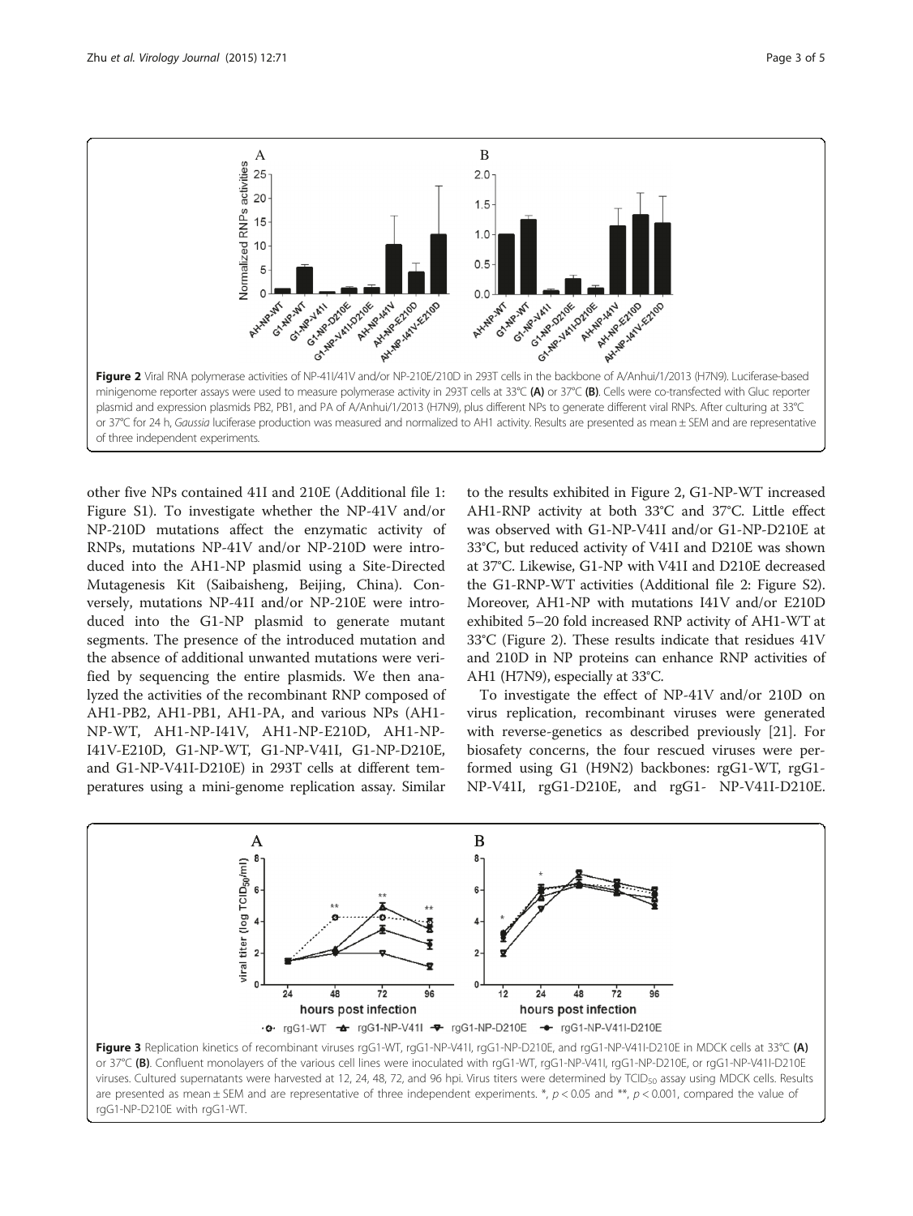**Figure 2** Viral RNA polymerase activities of NP-41I/41V and/or NP-210E/210D in 293T cells in the backbone of A/Anhui/1/2013 (H7N9). Luciferase-based minigenome reporter assays were used to measure polymerase activity in 293T cells at 33°C **(A)** or 37°C **(B)**. Cells were co-transfected with Gluc reporter plasmid and expression plasmids PB2, PB1, and PA of A/Anhui/1/2013 (H7N9), plus different NPs to generate different viral RNPs. After culturing at 33°C or 37°C for 24 h, *Gaussia* luciferase production was measured and normalized to AH1 activity. Results are presented as mean ± SEM and are representative of three independent experiments.

other five NPs contained 41I and 210E (Additional file 1: Figure S1). To investigate whether the NP-41V and/or NP-210D mutations affect the enzymatic activity of RNPs, mutations NP-41V and/or NP-210D were introduced into the AH1-NP plasmid using a Site-Directed Mutagenesis Kit (Saibaisheng, Beijing, China). Conversely, mutations NP-41I and/or NP-210E were introduced into the G1-NP plasmid to generate mutant segments. The presence of the introduced mutation and the absence of additional unwanted mutations were verified by sequencing the entire plasmids. We then analyzed the activities of the recombinant RNP composed of AH1-PB2, AH1-PB1, AH1-PA, and various NPs (AH1-NP-WT, AH1-NP-I41V, AH1-NP-E210D, AH1-NP-I41V-E210D, G1-NP-WT, G1-NP-V41I, G1-NP-D210E, and G1-NP-V41I-D210E) in 293T cells at different temperatures using a mini-genome replication assay. Similar to the results exhibited in Figure 2, G1-NP-WT increased AH1-RNP activity at both 33°C and 37°C. Little effect was observed with G1-NP-V41I and/or G1-NP-D210E at 33°C, but reduced activity of V41I and D210E was shown at 37°C. Likewise, G1-NP with V41I and D210E decreased the G1-RNP-WT activities (Additional file 2: Figure S2). Moreover, AH1-NP with mutations I41V and/or E210D exhibited 5–20 fold increased RNP activity of AH1-WT at 33°C (Figure 2). These results indicate that residues 41V and 210D in NP proteins can enhance RNP activities of AH1 (H7N9), especially at 33°C.

To investigate the effect of NP-41V and/or 210D on virus replication, recombinant viruses were generated with reverse-genetics as described previously [21]. For biosafety concerns, the four rescued viruses were performed using G1 (H9N2) backbones: rgG1-WT, rgG1-NP-V41I, rgG1-D210E, and rgG1- NP-V41I-D210E.

**Figure 3** Replication kinetics of recombinant viruses rgG1-WT, rgG1-NP-V41I, rgG1-NP-D210E, and rgG1-NP-V41I-D210E in MDCK cells at 33°C **(A)** or 37°C **(B)**. Confluent monolayers of the various cell lines were inoculated with rgG1-WT, rgG1-NP-V41I, rgG1-NP-D210E, or rgG1-NP-V41I-D210E viruses. Cultured supernatants were harvested at 12, 24, 48, 72, and 96 hpi. Virus titers were determined by $TCID_{50}$ assay using MDCK cells. Results are presented as mean ± SEM and are representative of three independent experiments. *, $p < 0.05$ and **, $p < 0.001$, compared the value of rgG1-NP-D210E with rgG1-WT.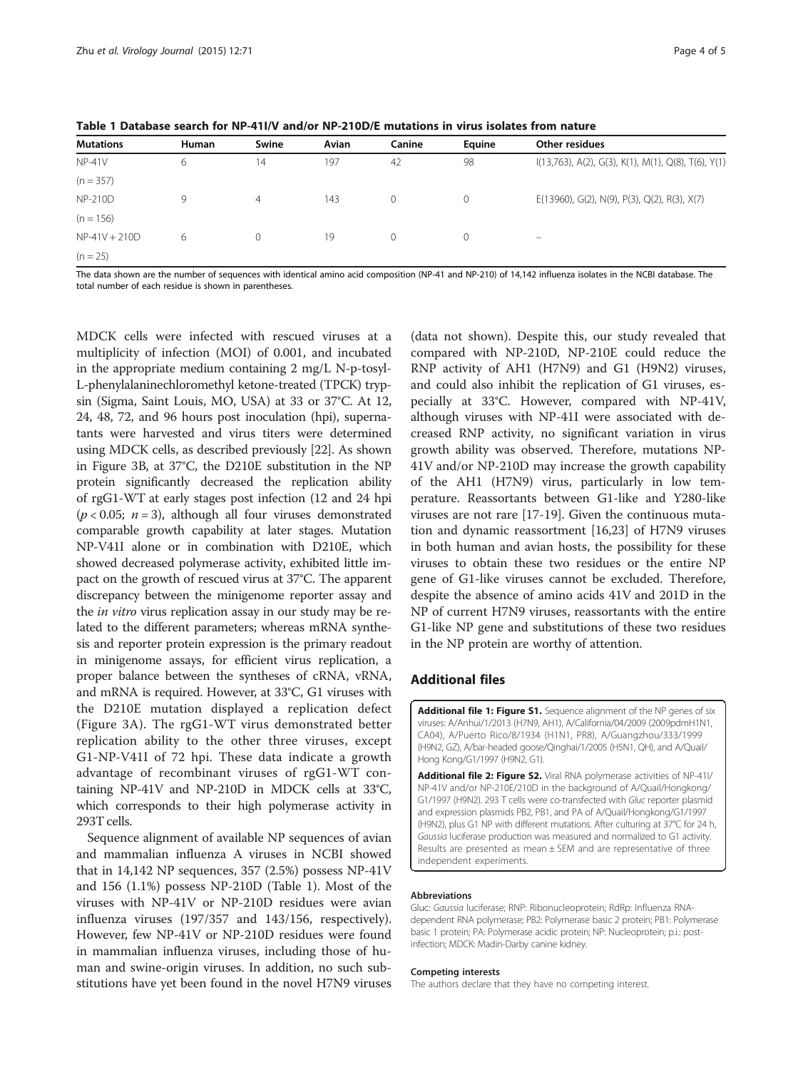**Table 1 Database search for NP-41I/V and/or NP-210D/E mutations in virus isolates from nature**

| Mutations | Human | Swine | Avian | Canine | Equine | Other residues |
|---|---|---|---|---|---|---|
| NP-41V (n = 357) | 6 | 14 | 197 | 42 | 98 | I(13,763), A(2), G(3), K(1), M(1), Q(8), T(6), Y(1) |
| NP-210D (n = 156) | 9 | 4 | 143 | 0 | 0 | E(13960), G(2), N(9), P(3), Q(2), R(3), X(7) |
| NP-41V + 210D (n = 25) | 6 | 0 | 19 | 0 | 0 | – |

The data shown are the number of sequences with identical amino acid composition (NP-41 and NP-210) of 14,142 influenza isolates in the NCBI database. The total number of each residue is shown in parentheses.

MDCK cells were infected with rescued viruses at a multiplicity of infection (MOI) of 0.001, and incubated in the appropriate medium containing 2 mg/L N-p-tosyl-L-phenylalaninechloromethyl ketone-treated (TPCK) trypsin (Sigma, Saint Louis, MO, USA) at 33 or 37°C. At 12, 24, 48, 72, and 96 hours post inoculation (hpi), supernatants were harvested and virus titers were determined using MDCK cells, as described previously [22]. As shown in Figure 3B, at 37°C, the D210E substitution in the NP protein significantly decreased the replication ability of rgG1-WT at early stages post infection (12 and 24 hpi ($p < 0.05$; $n = 3$), although all four viruses demonstrated comparable growth capability at later stages. Mutation NP-V41I alone or in combination with D210E, which showed decreased polymerase activity, exhibited little impact on the growth of rescued virus at 37°C. The apparent discrepancy between the minigenome reporter assay and the *in vitro* virus replication assay in our study may be related to the different parameters; whereas mRNA synthesis and reporter protein expression is the primary readout in minigenome assays, for efficient virus replication, a proper balance between the syntheses of cRNA, vRNA, and mRNA is required. However, at 33°C, G1 viruses with the D210E mutation displayed a replication defect (Figure 3A). The rgG1-WT virus demonstrated better replication ability to the other three viruses, except G1-NP-V41I of 72 hpi. These data indicate a growth advantage of recombinant viruses of rgG1-WT containing NP-41V and NP-210D in MDCK cells at 33°C, which corresponds to their high polymerase activity in 293T cells.

Sequence alignment of available NP sequences of avian and mammalian influenza A viruses in NCBI showed that in 14,142 NP sequences, 357 (2.5%) possess NP-41V and 156 (1.1%) possess NP-210D (Table 1). Most of the viruses with NP-41V or NP-210D residues were avian influenza viruses (197/357 and 143/156, respectively). However, few NP-41V or NP-210D residues were found in mammalian influenza viruses, including those of human and swine-origin viruses. In addition, no such substitutions have yet been found in the novel H7N9 viruses (data not shown). Despite this, our study revealed that compared with NP-210D, NP-210E could reduce the RNP activity of AH1 (H7N9) and G1 (H9N2) viruses, and could also inhibit the replication of G1 viruses, especially at 33°C. However, compared with NP-41V, although viruses with NP-41I were associated with decreased RNP activity, no significant variation in virus growth ability was observed. Therefore, mutations NP-41V and/or NP-210D may increase the growth capability of the AH1 (H7N9) virus, particularly in low temperature. Reassortants between G1-like and Y280-like viruses are not rare [17-19]. Given the continuous mutation and dynamic reassortment [16,23] of H7N9 viruses in both human and avian hosts, the possibility for these viruses to obtain these two residues or the entire NP gene of G1-like viruses cannot be excluded. Therefore, despite the absence of amino acids 41V and 201D in the NP of current H7N9 viruses, reassortants with the entire G1-like NP gene and substitutions of these two residues in the NP protein are worthy of attention.

## Additional files

**Additional file 1: Figure S1.** Sequence alignment of the NP genes of six viruses: A/Anhui/1/2013 (H7N9, AH1), A/California/04/2009 (2009pdmH1N1, CA04), A/Puerto Rico/8/1934 (H1N1, PR8), A/Guangzhou/333/1999 (H9N2, GZ), A/bar-headed goose/Qinghai/1/2005 (H5N1, QH), and A/Quail/Hong Kong/G1/1997 (H9N2, G1).

**Additional file 2: Figure S2.** Viral RNA polymerase activities of NP-41I/NP-41V and/or NP-210E/210D in the background of A/Quail/Hongkong/G1/1997 (H9N2). 293 T cells were co-transfected with *Gluc* reporter plasmid and expression plasmids PB2, PB1, and PA of A/Quail/Hongkong/G1/1997 (H9N2), plus G1 NP with different mutations. After culturing at 37°C for 24 h, *Gaussia* luciferase production was measured and normalized to G1 activity. Results are presented as mean ± SEM and are representative of three independent experiments.

#### Abbreviations

Gluc: *Gaussia* luciferase; RNP: Ribonucleoprotein; RdRp: Influenza RNA-dependent RNA polymerase; PB2: Polymerase basic 2 protein; PB1: Polymerase basic 1 protein; PA: Polymerase acidic protein; NP: Nucleoprotein; p.i.: post-infection; MDCK: Madin-Darby canine kidney.

#### Competing interests

The authors declare that they have no competing interest.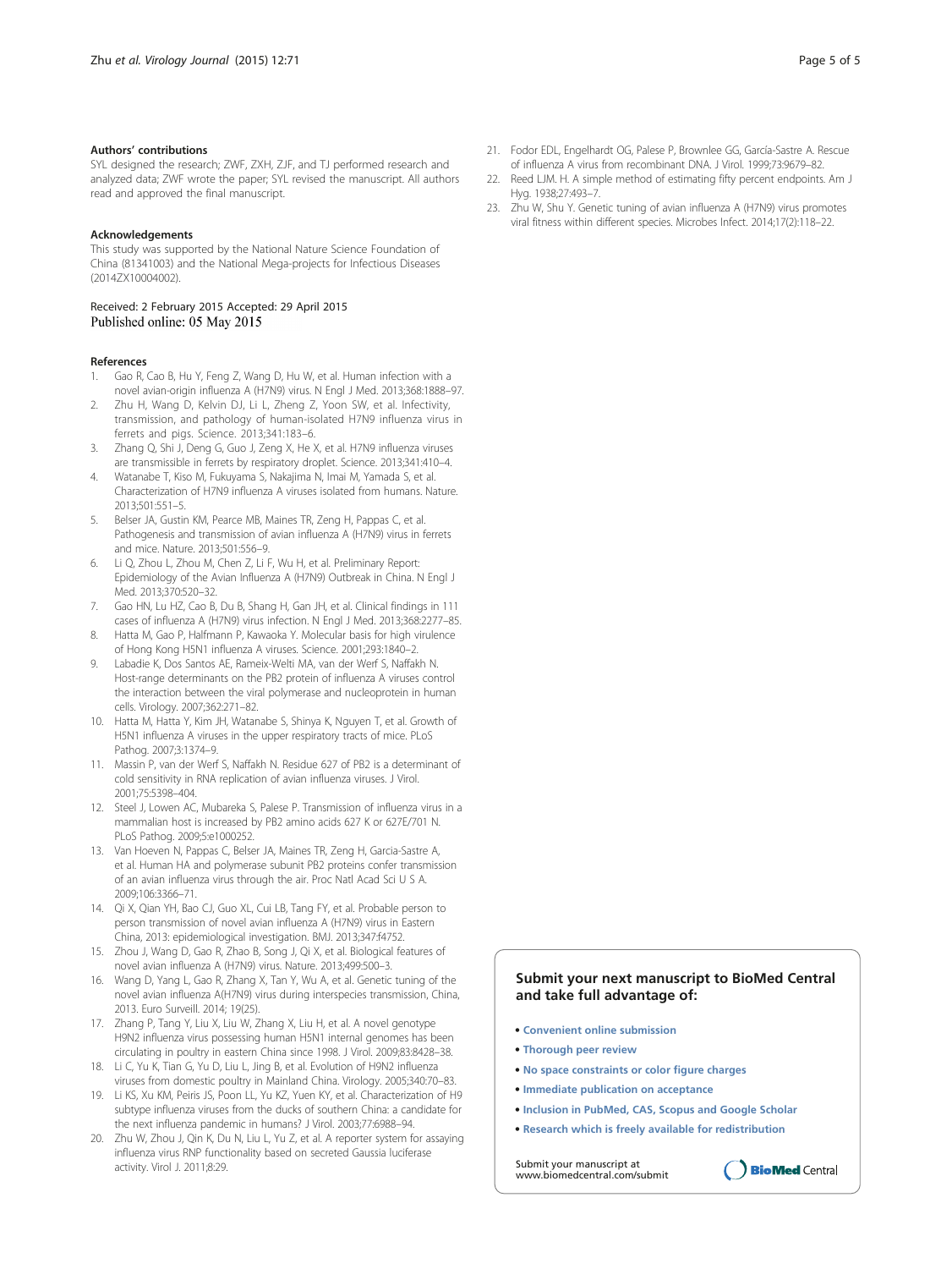### Authors' contributions

SYL designed the research; ZWF, ZXH, ZJF, and TJ performed research and analyzed data; ZWF wrote the paper; SYL revised the manuscript. All authors read and approved the final manuscript.

### Acknowledgements

This study was supported by the National Nature Science Foundation of China (81341003) and the National Mega-projects for Infectious Diseases (2014ZX10004002).

Received: 2 February 2015 Accepted: 29 April 2015
Published online: 05 May 2015

### References

1. Gao R, Cao B, Hu Y, Feng Z, Wang D, Hu W, et al. Human infection with a novel avian-origin influenza A (H7N9) virus. N Engl J Med. 2013;368:1888–97.
2. Zhu H, Wang D, Kelvin DJ, Li L, Zheng Z, Yoon SW, et al. Infectivity, transmission, and pathology of human-isolated H7N9 influenza virus in ferrets and pigs. Science. 2013;341:183–6.
3. Zhang Q, Shi J, Deng G, Guo J, Zeng X, He X, et al. H7N9 influenza viruses are transmissible in ferrets by respiratory droplet. Science. 2013;341:410–4.
4. Watanabe T, Kiso M, Fukuyama S, Nakajima N, Imai M, Yamada S, et al. Characterization of H7N9 influenza A viruses isolated from humans. Nature. 2013;501:551–5.
5. Belser JA, Gustin KM, Pearce MB, Maines TR, Zeng H, Pappas C, et al. Pathogenesis and transmission of avian influenza A (H7N9) virus in ferrets and mice. Nature. 2013;501:556–9.
6. Li Q, Zhou L, Zhou M, Chen Z, Li F, Wu H, et al. Preliminary Report: Epidemiology of the Avian Influenza A (H7N9) Outbreak in China. N Engl J Med. 2013;370:520–32.
7. Gao HN, Lu HZ, Cao B, Du B, Shang H, Gan JH, et al. Clinical findings in 111 cases of influenza A (H7N9) virus infection. N Engl J Med. 2013;368:2277–85.
8. Hatta M, Gao P, Halfmann P, Kawaoka Y. Molecular basis for high virulence of Hong Kong H5N1 influenza A viruses. Science. 2001;293:1840–2.
9. Labadie K, Dos Santos AE, Rameix-Welti MA, van der Werf S, Naffakh N. Host-range determinants on the PB2 protein of influenza A viruses control the interaction between the viral polymerase and nucleoprotein in human cells. Virology. 2007;362:271–82.
10. Hatta M, Hatta Y, Kim JH, Watanabe S, Shinya K, Nguyen T, et al. Growth of H5N1 influenza A viruses in the upper respiratory tracts of mice. PLoS Pathog. 2007;3:1374–9.
11. Massin P, van der Werf S, Naffakh N. Residue 627 of PB2 is a determinant of cold sensitivity in RNA replication of avian influenza viruses. J Virol. 2001;75:5398–404.
12. Steel J, Lowen AC, Mubareka S, Palese P. Transmission of influenza virus in a mammalian host is increased by PB2 amino acids 627 K or 627E/701 N. PLoS Pathog. 2009;5:e1000252.
13. Van Hoeven N, Pappas C, Belser JA, Maines TR, Zeng H, Garcia-Sastre A, et al. Human HA and polymerase subunit PB2 proteins confer transmission of an avian influenza virus through the air. Proc Natl Acad Sci U S A. 2009;106:3366–71.
14. Qi X, Qian YH, Bao CJ, Guo XL, Cui LB, Tang FY, et al. Probable person to person transmission of novel avian influenza A (H7N9) virus in Eastern China, 2013: epidemiological investigation. BMJ. 2013;347:f4752.
15. Zhou J, Wang D, Gao R, Zhao B, Song J, Qi X, et al. Biological features of novel avian influenza A (H7N9) virus. Nature. 2013;499:500–3.
16. Wang D, Yang L, Gao R, Zhang X, Tan Y, Wu A, et al. Genetic tuning of the novel avian influenza A(H7N9) virus during interspecies transmission, China, 2013. Euro Surveill. 2014; 19(25).
17. Zhang P, Tang Y, Liu X, Liu W, Zhang X, Liu H, et al. A novel genotype H9N2 influenza virus possessing human H5N1 internal genomes has been circulating in poultry in eastern China since 1998. J Virol. 2009;83:8428–38.
18. Li C, Yu K, Tian G, Yu D, Liu L, Jing B, et al. Evolution of H9N2 influenza viruses from domestic poultry in Mainland China. Virology. 2005;340:70–83.
19. Li KS, Xu KM, Peiris JS, Poon LL, Yu KZ, Yuen KY, et al. Characterization of H9 subtype influenza viruses from the ducks of southern China: a candidate for the next influenza pandemic in humans? J Virol. 2003;77:6988–94.
20. Zhu W, Zhou J, Qin K, Du N, Liu L, Yu Z, et al. A reporter system for assaying influenza virus RNP functionality based on secreted Gaussia luciferase activity. Virol J. 2011;8:29.
21. Fodor EDL, Engelhardt OG, Palese P, Brownlee GG, García-Sastre A. Rescue of influenza A virus from recombinant DNA. J Virol. 1999;73:9679–82.
22. Reed LJM. H. A simple method of estimating fifty percent endpoints. Am J Hyg. 1938;27:493–7.
23. Zhu W, Shu Y. Genetic tuning of avian influenza A (H7N9) virus promotes viral fitness within different species. Microbes Infect. 2014;17(2):118–22.

**Submit your next manuscript to BioMed Central and take full advantage of:**

- Convenient online submission
- Thorough peer review
- No space constraints or color figure charges
- Immediate publication on acceptance
- Inclusion in PubMed, CAS, Scopus and Google Scholar
- Research which is freely available for redistribution

Submit your manuscript at
www.biomedcentral.com/submit

BioMed Central